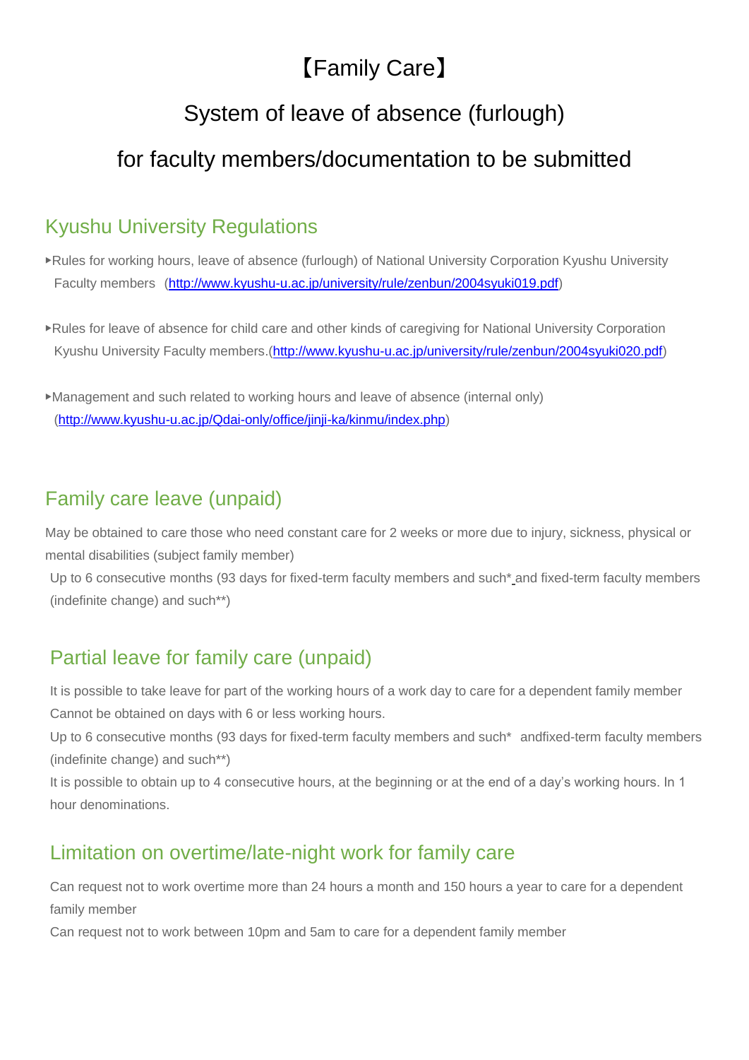# 【Family Care】

# System of leave of absence (furlough) for faculty members/documentation to be submitted

## Kyushu University Regulations

▸Rules for working hours, leave of absence (furlough) of National University Corporation Kyushu University Faculty members (http://www.kyushu-u.ac.jp/university/rule/zenbun/2004syuki019.pdf)

▸Rules for leave of absence for child care and other kinds of caregiving for National University Corporation Kyushu University Faculty members.(http://www.kyushu-u.ac.jp/university/rule/zenbun/2004syuki020.pdf)

▸Management and such related to working hours and leave of absence (internal only) (http://www.kyushu-u.ac.jp/Qdai-only/office/jinji-ka/kinmu/index.php)

## Family care leave (unpaid)

May be obtained to care those who need constant care for 2 weeks or more due to injury, sickness, physical or mental disabilities (subject family member)

Up to 6 consecutive months (93 days for fixed-term faculty members and such* and fixed-term faculty members (indefinite change) and such**)

## Partial leave for family care (unpaid)

It is possible to take leave for part of the working hours of a work day to care for a dependent family member

Cannot be obtained on days with 6 or less working hours.

Up to 6 consecutive months (93 days for fixed-term faculty members and such* andfixed-term faculty members (indefinite change) and such**)

It is possible to obtain up to 4 consecutive hours, at the beginning or at the end of a day's working hours. In 1 hour denominations.

## Limitation on overtime/late-night work for family care

Can request not to work overtime more than 24 hours a month and 150 hours a year to care for a dependent family member

Can request not to work between 10pm and 5am to care for a dependent family member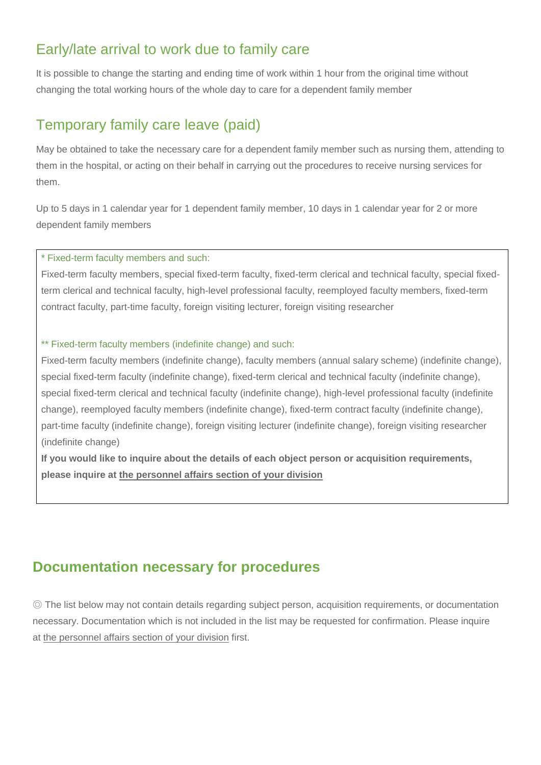## Early/late arrival to work due to family care

It is possible to change the starting and ending time of work within 1 hour from the original time without changing the total working hours of the whole day to care for a dependent family member

## Temporary family care leave (paid)

May be obtained to take the necessary care for a dependent family member such as nursing them, attending to them in the hospital, or acting on their behalf in carrying out the procedures to receive nursing services for them.

Up to 5 days in 1 calendar year for 1 dependent family member, 10 days in 1 calendar year for 2 or more dependent family members

* Fixed-term faculty members and such:
Fixed-term faculty members, special fixed-term faculty, fixed-term clerical and technical faculty, special fixed-term clerical and technical faculty, high-level professional faculty, reemployed faculty members, fixed-term contract faculty, part-time faculty, foreign visiting lecturer, foreign visiting researcher

** Fixed-term faculty members (indefinite change) and such:
Fixed-term faculty members (indefinite change), faculty members (annual salary scheme) (indefinite change), special fixed-term faculty (indefinite change), fixed-term clerical and technical faculty (indefinite change), special fixed-term clerical and technical faculty (indefinite change), high-level professional faculty (indefinite change), reemployed faculty members (indefinite change), fixed-term contract faculty (indefinite change), part-time faculty (indefinite change), foreign visiting lecturer (indefinite change), foreign visiting researcher (indefinite change)
**If you would like to inquire about the details of each object person or acquisition requirements, please inquire at the personnel affairs section of your division**

## Documentation necessary for procedures

◎ The list below may not contain details regarding subject person, acquisition requirements, or documentation necessary. Documentation which is not included in the list may be requested for confirmation. Please inquire at the personnel affairs section of your division first.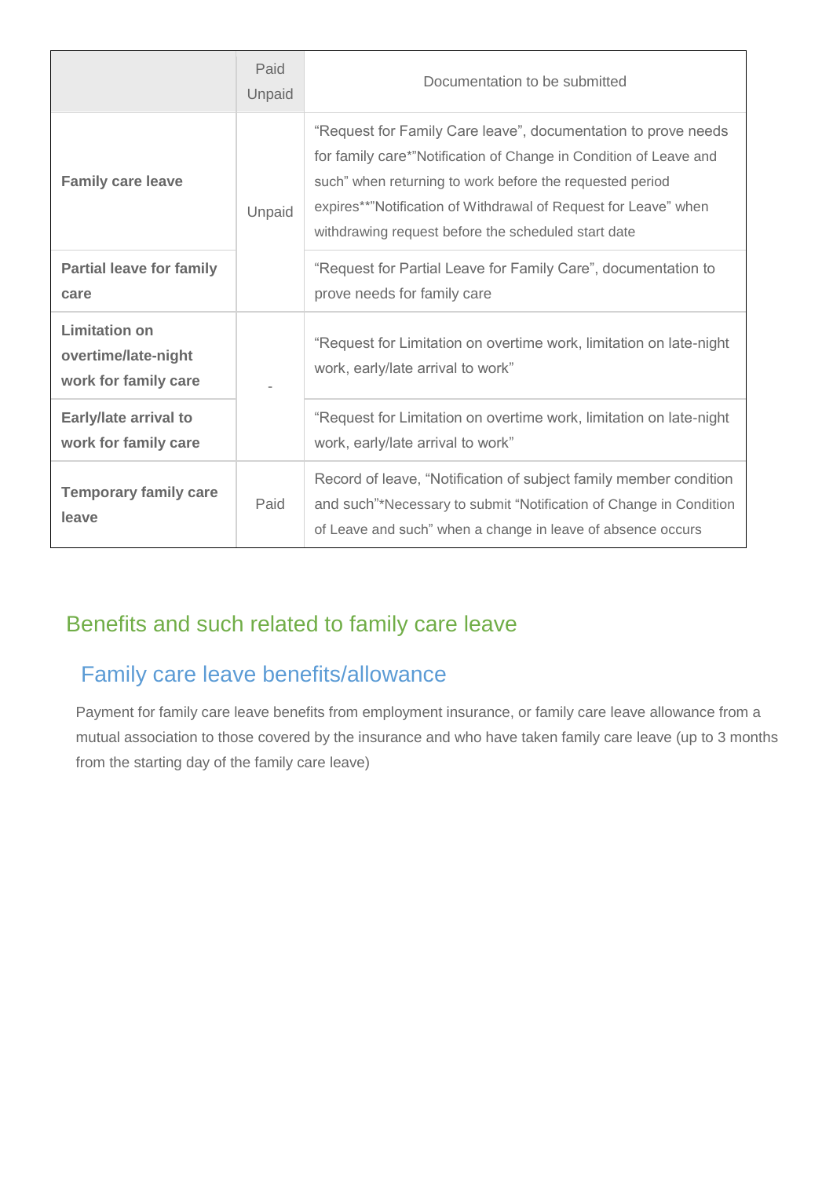| | Paid Unpaid | Documentation to be submitted |
|---|---|---|
| **Family care leave** | Unpaid | "Request for Family Care leave", documentation to prove needs for family care*"Notification of Change in Condition of Leave and such" when returning to work before the requested period expires**"Notification of Withdrawal of Request for Leave" when withdrawing request before the scheduled start date |
| **Partial leave for family care** | | "Request for Partial Leave for Family Care", documentation to prove needs for family care |
| **Limitation on overtime/late-night work for family care** | - | "Request for Limitation on overtime work, limitation on late-night work, early/late arrival to work" |
| **Early/late arrival to work for family care** | | "Request for Limitation on overtime work, limitation on late-night work, early/late arrival to work" |
| **Temporary family care leave** | Paid | Record of leave, "Notification of subject family member condition and such"*Necessary to submit "Notification of Change in Condition of Leave and such" when a change in leave of absence occurs |

## Benefits and such related to family care leave

### Family care leave benefits/allowance

Payment for family care leave benefits from employment insurance, or family care leave allowance from a mutual association to those covered by the insurance and who have taken family care leave (up to 3 months from the starting day of the family care leave)